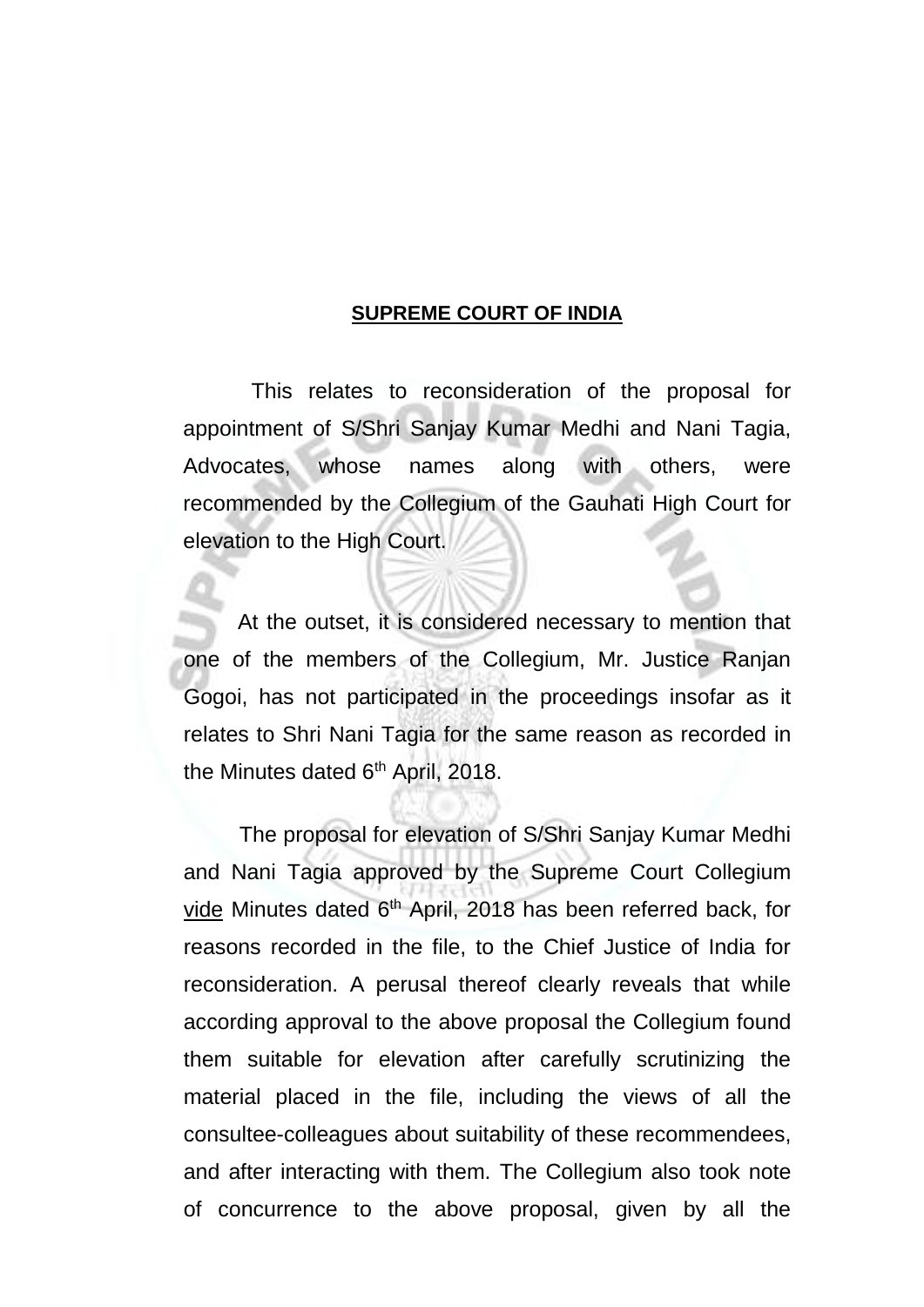**SUPREME COURT OF INDIA**

This relates to reconsideration of the proposal for appointment of S/Shri Sanjay Kumar Medhi and Nani Tagia, Advocates, whose names along with others, were recommended by the Collegium of the Gauhati High Court for elevation to the High Court.

At the outset, it is considered necessary to mention that one of the members of the Collegium, Mr. Justice Ranjan Gogoi, has not participated in the proceedings insofar as it relates to Shri Nani Tagia for the same reason as recorded in the Minutes dated 6th April, 2018.

The proposal for elevation of S/Shri Sanjay Kumar Medhi and Nani Tagia approved by the Supreme Court Collegium vide Minutes dated 6th April, 2018 has been referred back, for reasons recorded in the file, to the Chief Justice of India for reconsideration. A perusal thereof clearly reveals that while according approval to the above proposal the Collegium found them suitable for elevation after carefully scrutinizing the material placed in the file, including the views of all the consultee-colleagues about suitability of these recommendees, and after interacting with them. The Collegium also took note of concurrence to the above proposal, given by all the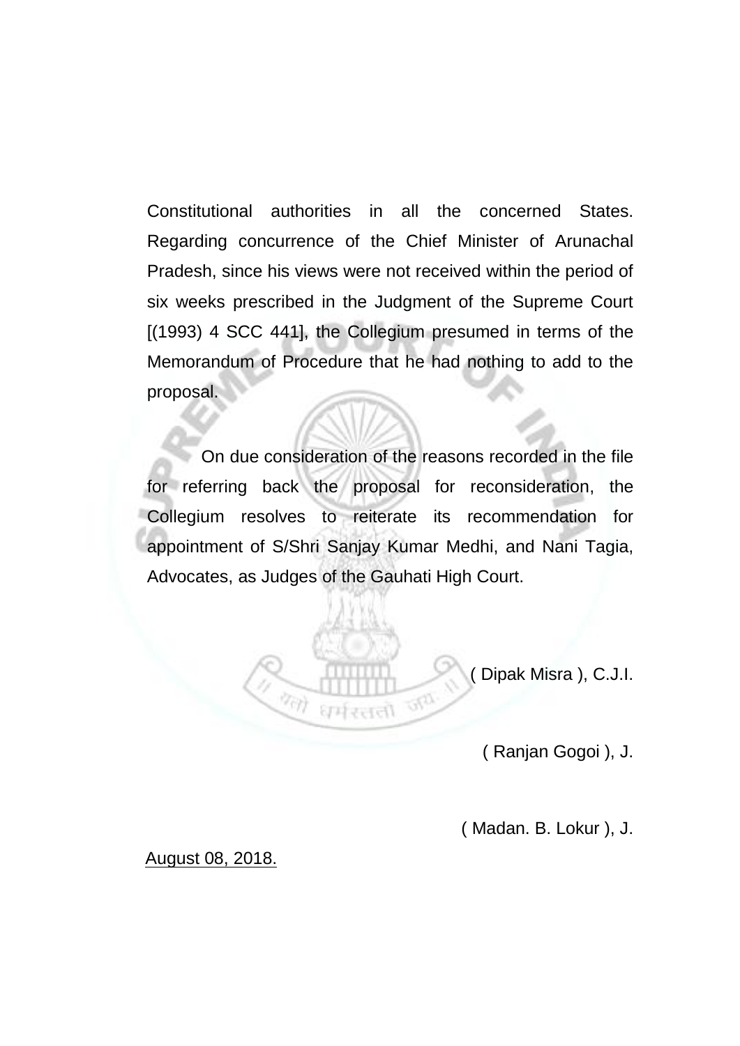Constitutional authorities in all the concerned States. Regarding concurrence of the Chief Minister of Arunachal Pradesh, since his views were not received within the period of six weeks prescribed in the Judgment of the Supreme Court [(1993) 4 SCC 441], the Collegium presumed in terms of the Memorandum of Procedure that he had nothing to add to the proposal.

On due consideration of the reasons recorded in the file for referring back the proposal for reconsideration, the Collegium resolves to reiterate its recommendation for appointment of S/Shri Sanjay Kumar Medhi, and Nani Tagia, Advocates, as Judges of the Gauhati High Court.

( Dipak Misra ), C.J.I.

( Ranjan Gogoi ), J.

( Madan. B. Lokur ), J.

August 08, 2018.